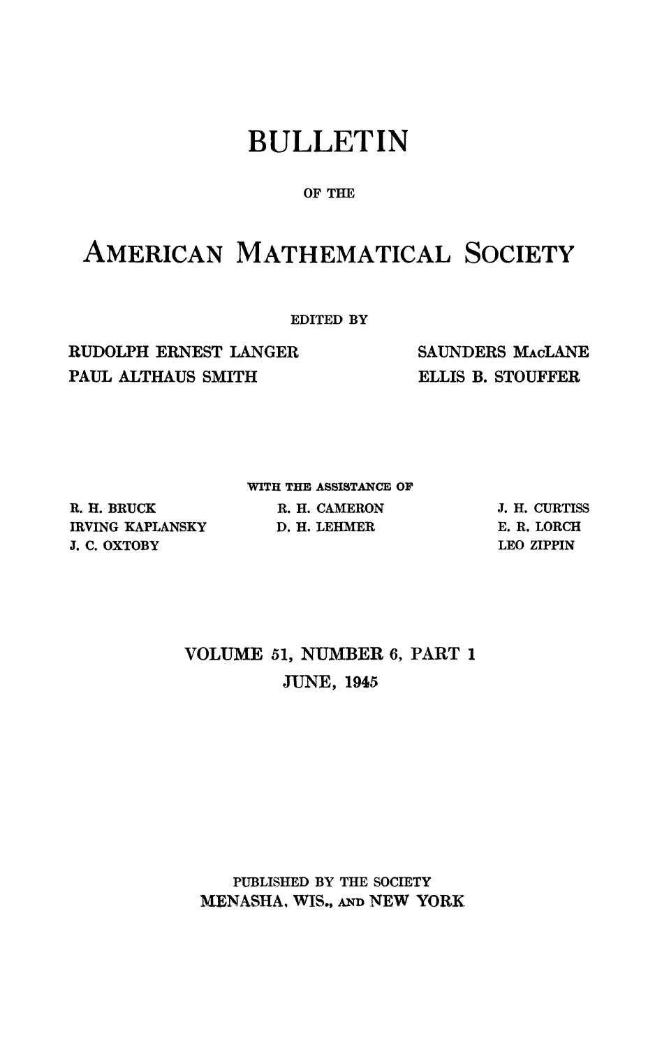# BULLETIN

OF THE

# AMERICAN MATHEMATICAL SOCIETY

EDITED BY

RUDOLPH ERNEST LANGER
PAUL ALTHAUS SMITH
SAUNDERS MACLANE
ELLIS B. STOUFFER

WITH THE ASSISTANCE OF

R. H. BRUCK
IRVING KAPLANSKY
J. C. OXTOBY
R. H. CAMERON
D. H. LEHMER
J. H. CURTISS
E. R. LORCH
LEO ZIPPIN

VOLUME 51, NUMBER 6, PART 1

JUNE, 1945

PUBLISHED BY THE SOCIETY
MENASHA, WIS., AND NEW YORK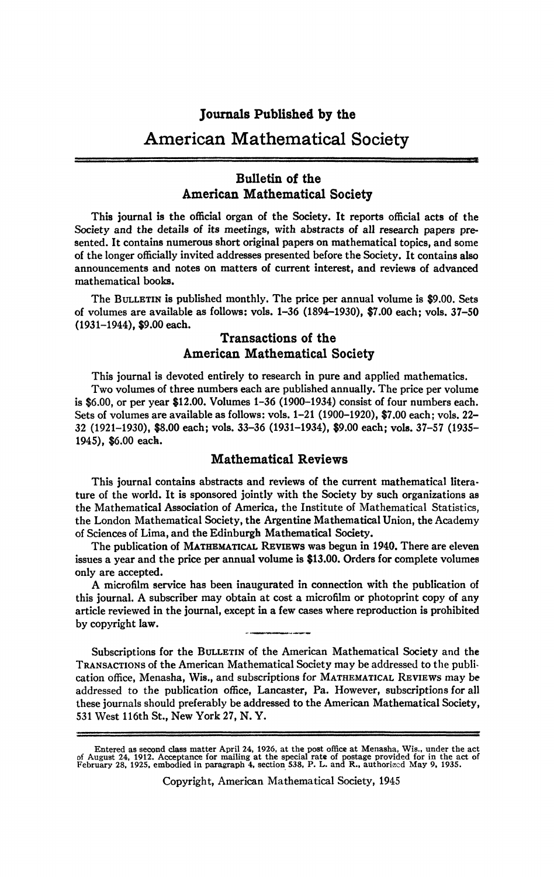# Journals Published by the

# American Mathematical Society

## Bulletin of the American Mathematical Society

This journal is the official organ of the Society. It reports official acts of the Society and the details of its meetings, with abstracts of all research papers presented. It contains numerous short original papers on mathematical topics, and some of the longer officially invited addresses presented before the Society. It contains also announcements and notes on matters of current interest, and reviews of advanced mathematical books.

The BULLETIN is published monthly. The price per annual volume is $9.00. Sets of volumes are available as follows: vols. 1–36 (1894–1930), $7.00 each; vols. 37–50 (1931–1944), $9.00 each.

## Transactions of the American Mathematical Society

This journal is devoted entirely to research in pure and applied mathematics.

Two volumes of three numbers each are published annually. The price per volume is $6.00, or per year $12.00. Volumes 1–36 (1900–1934) consist of four numbers each. Sets of volumes are available as follows: vols. 1–21 (1900–1920), $7.00 each; vols. 22–32 (1921–1930), $8.00 each; vols. 33–36 (1931–1934), $9.00 each; vols. 37–57 (1935–1945), $6.00 each.

## Mathematical Reviews

This journal contains abstracts and reviews of the current mathematical literature of the world. It is sponsored jointly with the Society by such organizations as the Mathematical Association of America, the Institute of Mathematical Statistics, the London Mathematical Society, the Argentine Mathematical Union, the Academy of Sciences of Lima, and the Edinburgh Mathematical Society.

The publication of MATHEMATICAL REVIEWS was begun in 1940. There are eleven issues a year and the price per annual volume is $13.00. Orders for complete volumes only are accepted.

A microfilm service has been inaugurated in connection with the publication of this journal. A subscriber may obtain at cost a microfilm or photoprint copy of any article reviewed in the journal, except in a few cases where reproduction is prohibited by copyright law.

---

Subscriptions for the BULLETIN of the American Mathematical Society and the TRANSACTIONS of the American Mathematical Society may be addressed to the publication office, Menasha, Wis., and subscriptions for MATHEMATICAL REVIEWS may be addressed to the publication office, Lancaster, Pa. However, subscriptions for all these journals should preferably be addressed to the American Mathematical Society, 531 West 116th St., New York 27, N. Y.

---

Entered as second class matter April 24, 1926, at the post office at Menasha, Wis., under the act of August 24, 1912. Acceptance for mailing at the special rate of postage provided for in the act of February 28, 1925, embodied in paragraph 4, section 538, P. L. and R., authorized May 9, 1935.

Copyright, American Mathematical Society, 1945